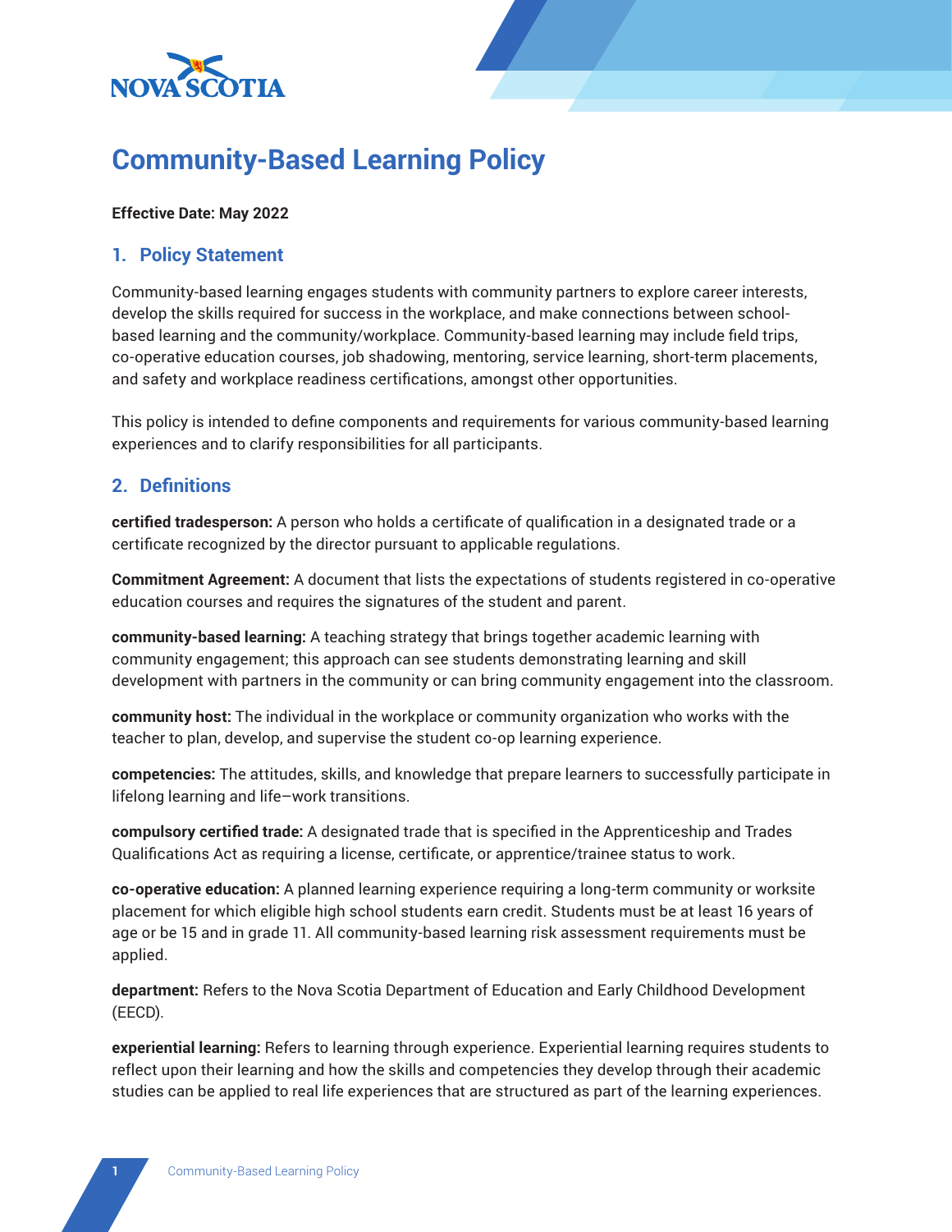# Community-Based Learning Policy

**Effective Date: May 2022**

## 1. Policy Statement

Community-based learning engages students with community partners to explore career interests, develop the skills required for success in the workplace, and make connections between school-based learning and the community/workplace. Community-based learning may include field trips, co-operative education courses, job shadowing, mentoring, service learning, short-term placements, and safety and workplace readiness certifications, amongst other opportunities.

This policy is intended to define components and requirements for various community-based learning experiences and to clarify responsibilities for all participants.

## 2. Definitions

**certified tradesperson:** A person who holds a certificate of qualification in a designated trade or a certificate recognized by the director pursuant to applicable regulations.

**Commitment Agreement:** A document that lists the expectations of students registered in co-operative education courses and requires the signatures of the student and parent.

**community-based learning:** A teaching strategy that brings together academic learning with community engagement; this approach can see students demonstrating learning and skill development with partners in the community or can bring community engagement into the classroom.

**community host:** The individual in the workplace or community organization who works with the teacher to plan, develop, and supervise the student co-op learning experience.

**competencies:** The attitudes, skills, and knowledge that prepare learners to successfully participate in lifelong learning and life–work transitions.

**compulsory certified trade:** A designated trade that is specified in the Apprenticeship and Trades Qualifications Act as requiring a license, certificate, or apprentice/trainee status to work.

**co-operative education:** A planned learning experience requiring a long-term community or worksite placement for which eligible high school students earn credit. Students must be at least 16 years of age or be 15 and in grade 11. All community-based learning risk assessment requirements must be applied.

**department:** Refers to the Nova Scotia Department of Education and Early Childhood Development (EECD).

**experiential learning:** Refers to learning through experience. Experiential learning requires students to reflect upon their learning and how the skills and competencies they develop through their academic studies can be applied to real life experiences that are structured as part of the learning experiences.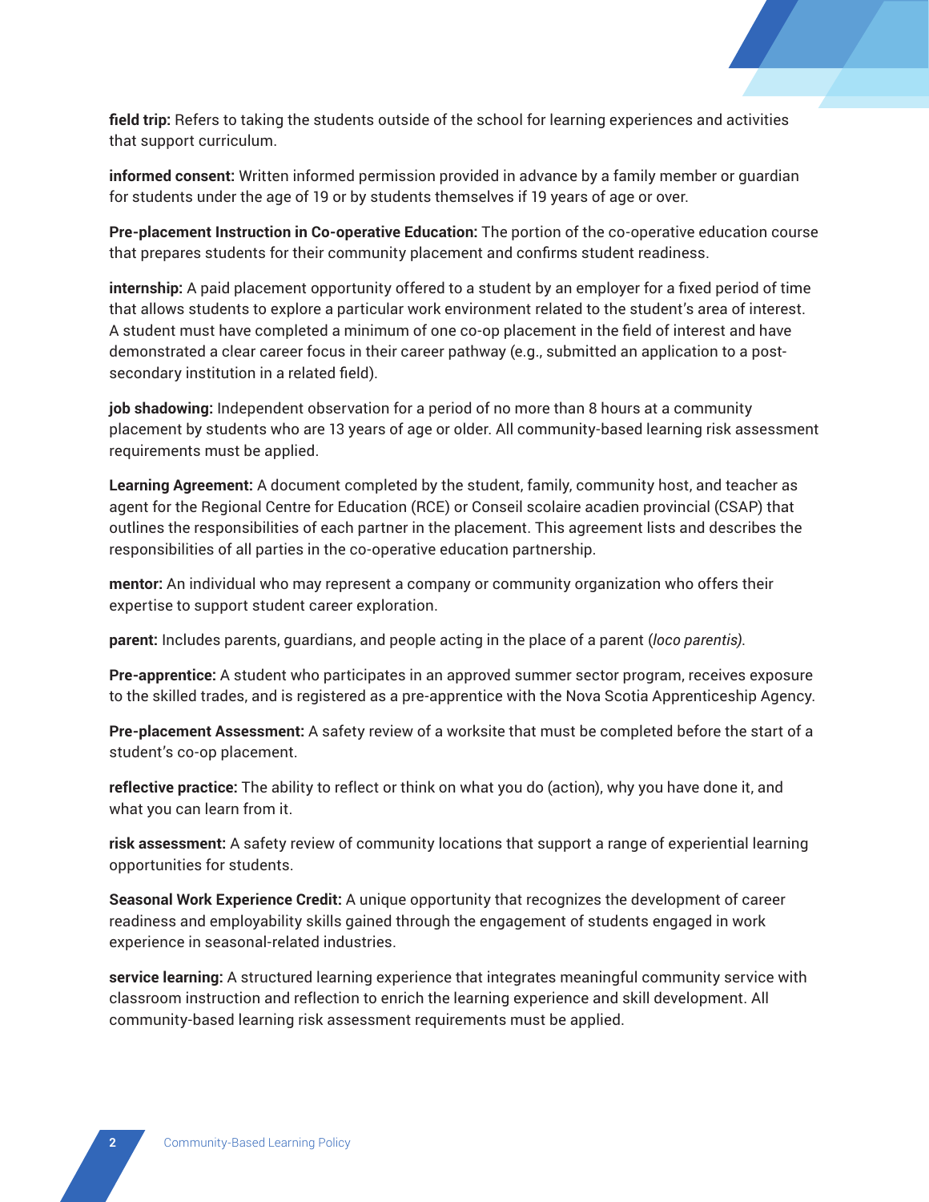**field trip:** Refers to taking the students outside of the school for learning experiences and activities that support curriculum.

**informed consent:** Written informed permission provided in advance by a family member or guardian for students under the age of 19 or by students themselves if 19 years of age or over.

**Pre-placement Instruction in Co-operative Education:** The portion of the co-operative education course that prepares students for their community placement and confirms student readiness.

**internship:** A paid placement opportunity offered to a student by an employer for a fixed period of time that allows students to explore a particular work environment related to the student's area of interest. A student must have completed a minimum of one co-op placement in the field of interest and have demonstrated a clear career focus in their career pathway (e.g., submitted an application to a post-secondary institution in a related field).

**job shadowing:** Independent observation for a period of no more than 8 hours at a community placement by students who are 13 years of age or older. All community-based learning risk assessment requirements must be applied.

**Learning Agreement:** A document completed by the student, family, community host, and teacher as agent for the Regional Centre for Education (RCE) or Conseil scolaire acadien provincial (CSAP) that outlines the responsibilities of each partner in the placement. This agreement lists and describes the responsibilities of all parties in the co-operative education partnership.

**mentor:** An individual who may represent a company or community organization who offers their expertise to support student career exploration.

**parent:** Includes parents, guardians, and people acting in the place of a parent (*loco parentis)*.

**Pre-apprentice:** A student who participates in an approved summer sector program, receives exposure to the skilled trades, and is registered as a pre-apprentice with the Nova Scotia Apprenticeship Agency.

**Pre-placement Assessment:** A safety review of a worksite that must be completed before the start of a student's co-op placement.

**reflective practice:** The ability to reflect or think on what you do (action), why you have done it, and what you can learn from it.

**risk assessment:** A safety review of community locations that support a range of experiential learning opportunities for students.

**Seasonal Work Experience Credit:** A unique opportunity that recognizes the development of career readiness and employability skills gained through the engagement of students engaged in work experience in seasonal-related industries.

**service learning:** A structured learning experience that integrates meaningful community service with classroom instruction and reflection to enrich the learning experience and skill development. All community-based learning risk assessment requirements must be applied.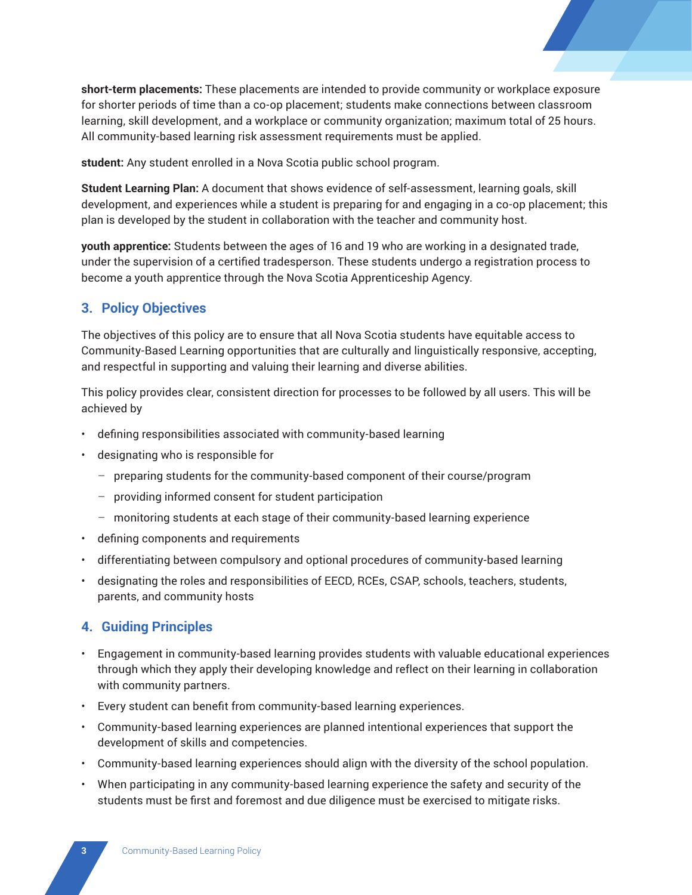**short-term placements:** These placements are intended to provide community or workplace exposure for shorter periods of time than a co-op placement; students make connections between classroom learning, skill development, and a workplace or community organization; maximum total of 25 hours. All community-based learning risk assessment requirements must be applied.

**student:** Any student enrolled in a Nova Scotia public school program.

**Student Learning Plan:** A document that shows evidence of self-assessment, learning goals, skill development, and experiences while a student is preparing for and engaging in a co-op placement; this plan is developed by the student in collaboration with the teacher and community host.

**youth apprentice:** Students between the ages of 16 and 19 who are working in a designated trade, under the supervision of a certified tradesperson. These students undergo a registration process to become a youth apprentice through the Nova Scotia Apprenticeship Agency.

## 3. Policy Objectives

The objectives of this policy are to ensure that all Nova Scotia students have equitable access to Community-Based Learning opportunities that are culturally and linguistically responsive, accepting, and respectful in supporting and valuing their learning and diverse abilities.

This policy provides clear, consistent direction for processes to be followed by all users. This will be achieved by

- defining responsibilities associated with community-based learning
- designating who is responsible for
  - preparing students for the community-based component of their course/program
  - providing informed consent for student participation
  - monitoring students at each stage of their community-based learning experience
- defining components and requirements
- differentiating between compulsory and optional procedures of community-based learning
- designating the roles and responsibilities of EECD, RCEs, CSAP, schools, teachers, students, parents, and community hosts

## 4. Guiding Principles

- Engagement in community-based learning provides students with valuable educational experiences through which they apply their developing knowledge and reflect on their learning in collaboration with community partners.
- Every student can benefit from community-based learning experiences.
- Community-based learning experiences are planned intentional experiences that support the development of skills and competencies.
- Community-based learning experiences should align with the diversity of the school population.
- When participating in any community-based learning experience the safety and security of the students must be first and foremost and due diligence must be exercised to mitigate risks.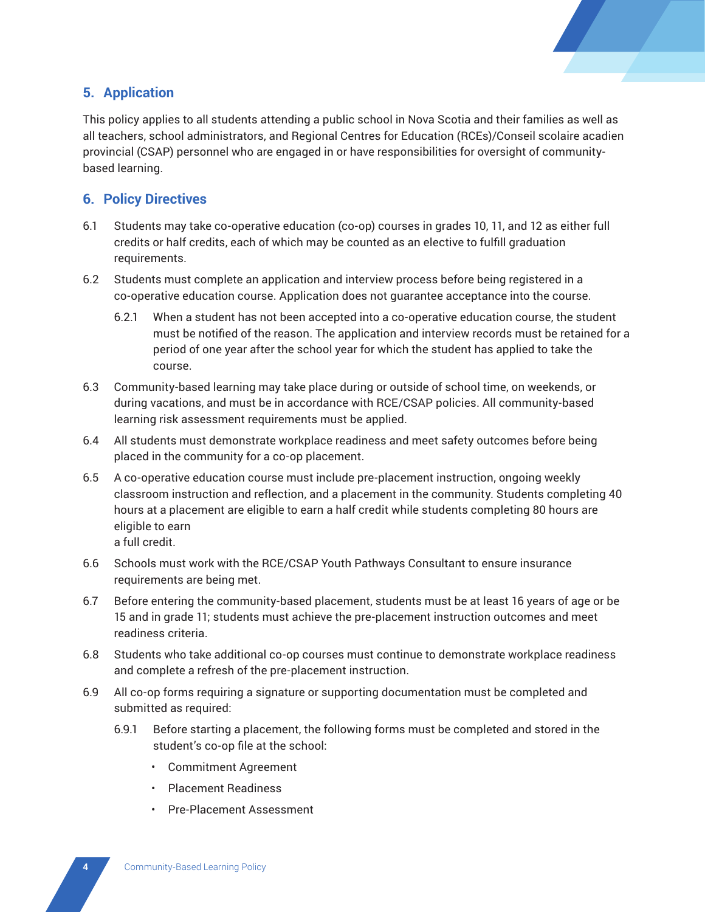## 5. Application

This policy applies to all students attending a public school in Nova Scotia and their families as well as all teachers, school administrators, and Regional Centres for Education (RCEs)/Conseil scolaire acadien provincial (CSAP) personnel who are engaged in or have responsibilities for oversight of community-based learning.

## 6. Policy Directives

6.1 Students may take co-operative education (co-op) courses in grades 10, 11, and 12 as either full credits or half credits, each of which may be counted as an elective to fulfill graduation requirements.

6.2 Students must complete an application and interview process before being registered in a co-operative education course. Application does not guarantee acceptance into the course.

> 6.2.1 When a student has not been accepted into a co-operative education course, the student must be notified of the reason. The application and interview records must be retained for a period of one year after the school year for which the student has applied to take the course.

6.3 Community-based learning may take place during or outside of school time, on weekends, or during vacations, and must be in accordance with RCE/CSAP policies. All community-based learning risk assessment requirements must be applied.

6.4 All students must demonstrate workplace readiness and meet safety outcomes before being placed in the community for a co-op placement.

6.5 A co-operative education course must include pre-placement instruction, ongoing weekly classroom instruction and reflection, and a placement in the community. Students completing 40 hours at a placement are eligible to earn a half credit while students completing 80 hours are eligible to earn a full credit.

6.6 Schools must work with the RCE/CSAP Youth Pathways Consultant to ensure insurance requirements are being met.

6.7 Before entering the community-based placement, students must be at least 16 years of age or be 15 and in grade 11; students must achieve the pre-placement instruction outcomes and meet readiness criteria.

6.8 Students who take additional co-op courses must continue to demonstrate workplace readiness and complete a refresh of the pre-placement instruction.

6.9 All co-op forms requiring a signature or supporting documentation must be completed and submitted as required:

> 6.9.1 Before starting a placement, the following forms must be completed and stored in the student's co-op file at the school:
>
> - Commitment Agreement
> - Placement Readiness
> - Pre-Placement Assessment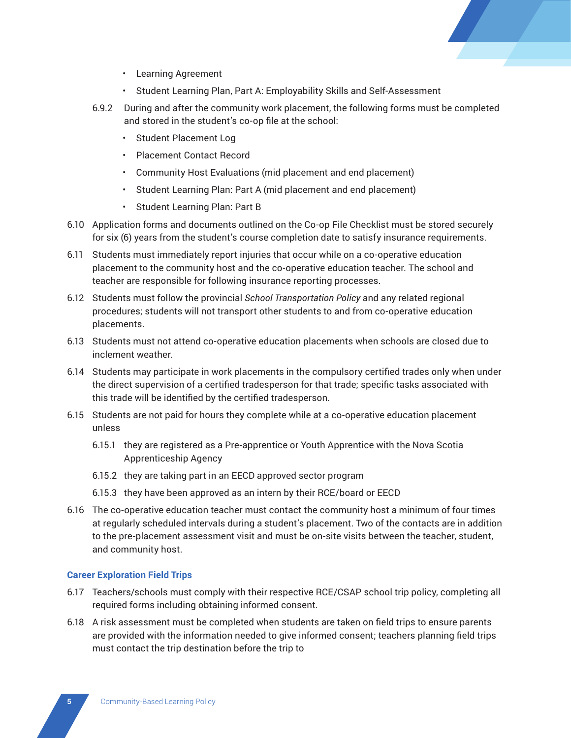- Learning Agreement
- Student Learning Plan, Part A: Employability Skills and Self-Assessment

6.9.2 During and after the community work placement, the following forms must be completed and stored in the student's co-op file at the school:

- Student Placement Log
- Placement Contact Record
- Community Host Evaluations (mid placement and end placement)
- Student Learning Plan: Part A (mid placement and end placement)
- Student Learning Plan: Part B

6.10 Application forms and documents outlined on the Co-op File Checklist must be stored securely for six (6) years from the student's course completion date to satisfy insurance requirements.

6.11 Students must immediately report injuries that occur while on a co-operative education placement to the community host and the co-operative education teacher. The school and teacher are responsible for following insurance reporting processes.

6.12 Students must follow the provincial *School Transportation Policy* and any related regional procedures; students will not transport other students to and from co-operative education placements.

6.13 Students must not attend co-operative education placements when schools are closed due to inclement weather.

6.14 Students may participate in work placements in the compulsory certified trades only when under the direct supervision of a certified tradesperson for that trade; specific tasks associated with this trade will be identified by the certified tradesperson.

6.15 Students are not paid for hours they complete while at a co-operative education placement unless

6.15.1 they are registered as a Pre-apprentice or Youth Apprentice with the Nova Scotia Apprenticeship Agency

6.15.2 they are taking part in an EECD approved sector program

6.15.3 they have been approved as an intern by their RCE/board or EECD

6.16 The co-operative education teacher must contact the community host a minimum of four times at regularly scheduled intervals during a student's placement. Two of the contacts are in addition to the pre-placement assessment visit and must be on-site visits between the teacher, student, and community host.

### Career Exploration Field Trips

6.17 Teachers/schools must comply with their respective RCE/CSAP school trip policy, completing all required forms including obtaining informed consent.

6.18 A risk assessment must be completed when students are taken on field trips to ensure parents are provided with the information needed to give informed consent; teachers planning field trips must contact the trip destination before the trip to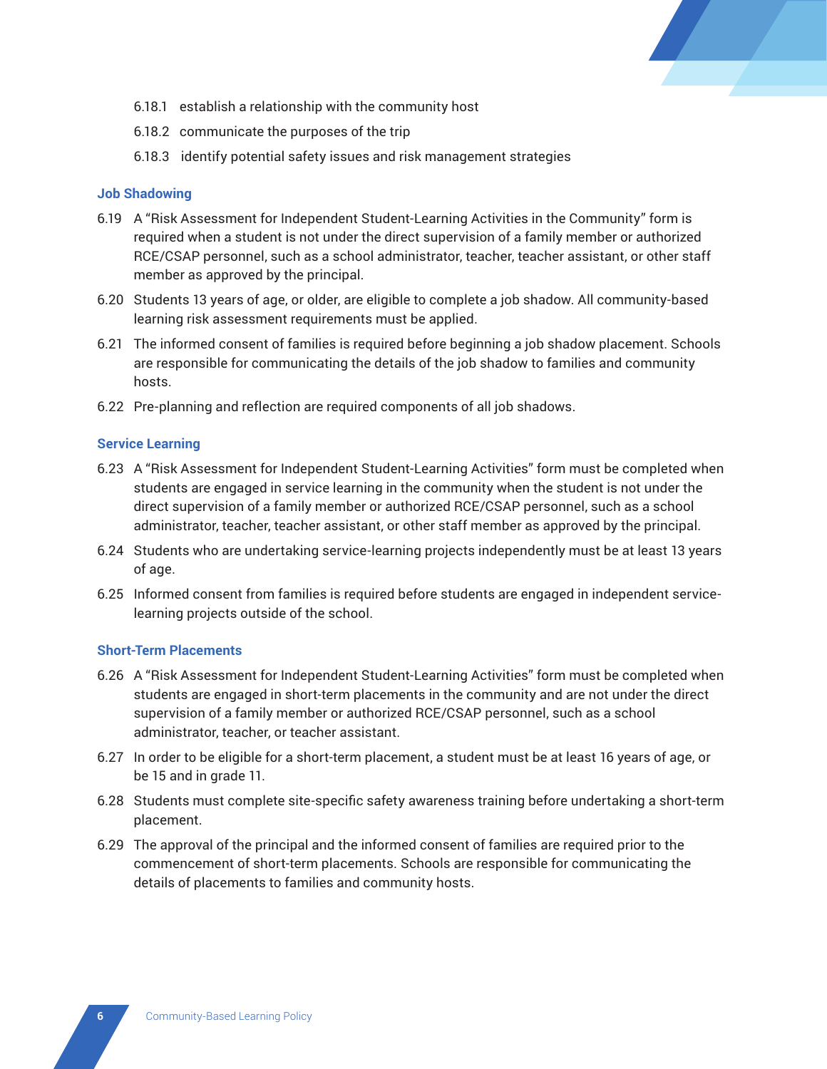6.18.1 establish a relationship with the community host

6.18.2 communicate the purposes of the trip

6.18.3 identify potential safety issues and risk management strategies

### Job Shadowing

6.19 A "Risk Assessment for Independent Student-Learning Activities in the Community" form is required when a student is not under the direct supervision of a family member or authorized RCE/CSAP personnel, such as a school administrator, teacher, teacher assistant, or other staff member as approved by the principal.

6.20 Students 13 years of age, or older, are eligible to complete a job shadow. All community-based learning risk assessment requirements must be applied.

6.21 The informed consent of families is required before beginning a job shadow placement. Schools are responsible for communicating the details of the job shadow to families and community hosts.

6.22 Pre-planning and reflection are required components of all job shadows.

### Service Learning

6.23 A "Risk Assessment for Independent Student-Learning Activities" form must be completed when students are engaged in service learning in the community when the student is not under the direct supervision of a family member or authorized RCE/CSAP personnel, such as a school administrator, teacher, teacher assistant, or other staff member as approved by the principal.

6.24 Students who are undertaking service-learning projects independently must be at least 13 years of age.

6.25 Informed consent from families is required before students are engaged in independent service-learning projects outside of the school.

### Short-Term Placements

6.26 A "Risk Assessment for Independent Student-Learning Activities" form must be completed when students are engaged in short-term placements in the community and are not under the direct supervision of a family member or authorized RCE/CSAP personnel, such as a school administrator, teacher, or teacher assistant.

6.27 In order to be eligible for a short-term placement, a student must be at least 16 years of age, or be 15 and in grade 11.

6.28 Students must complete site-specific safety awareness training before undertaking a short-term placement.

6.29 The approval of the principal and the informed consent of families are required prior to the commencement of short-term placements. Schools are responsible for communicating the details of placements to families and community hosts.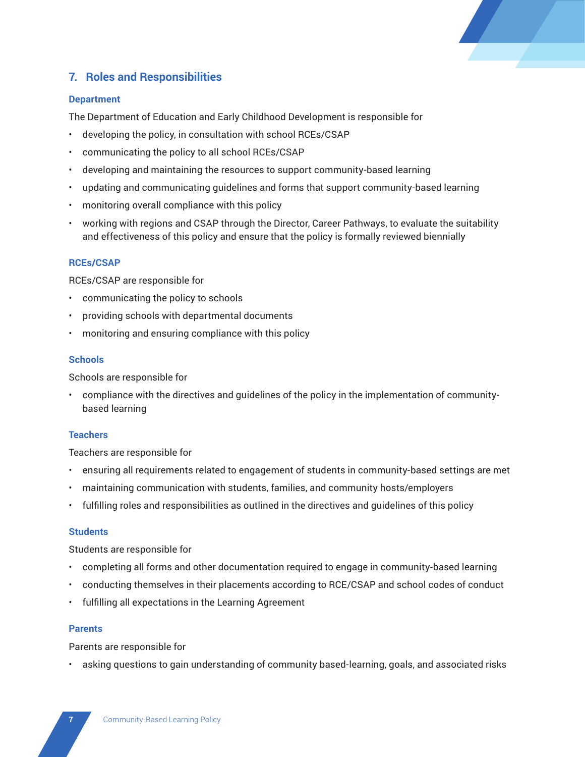## 7. Roles and Responsibilities

### Department

The Department of Education and Early Childhood Development is responsible for

- developing the policy, in consultation with school RCEs/CSAP
- communicating the policy to all school RCEs/CSAP
- developing and maintaining the resources to support community-based learning
- updating and communicating guidelines and forms that support community-based learning
- monitoring overall compliance with this policy
- working with regions and CSAP through the Director, Career Pathways, to evaluate the suitability and effectiveness of this policy and ensure that the policy is formally reviewed biennially

### RCEs/CSAP

RCEs/CSAP are responsible for

- communicating the policy to schools
- providing schools with departmental documents
- monitoring and ensuring compliance with this policy

### Schools

Schools are responsible for

- compliance with the directives and guidelines of the policy in the implementation of community-based learning

### Teachers

Teachers are responsible for

- ensuring all requirements related to engagement of students in community-based settings are met
- maintaining communication with students, families, and community hosts/employers
- fulfilling roles and responsibilities as outlined in the directives and guidelines of this policy

### Students

Students are responsible for

- completing all forms and other documentation required to engage in community-based learning
- conducting themselves in their placements according to RCE/CSAP and school codes of conduct
- fulfilling all expectations in the Learning Agreement

### Parents

Parents are responsible for

- asking questions to gain understanding of community based-learning, goals, and associated risks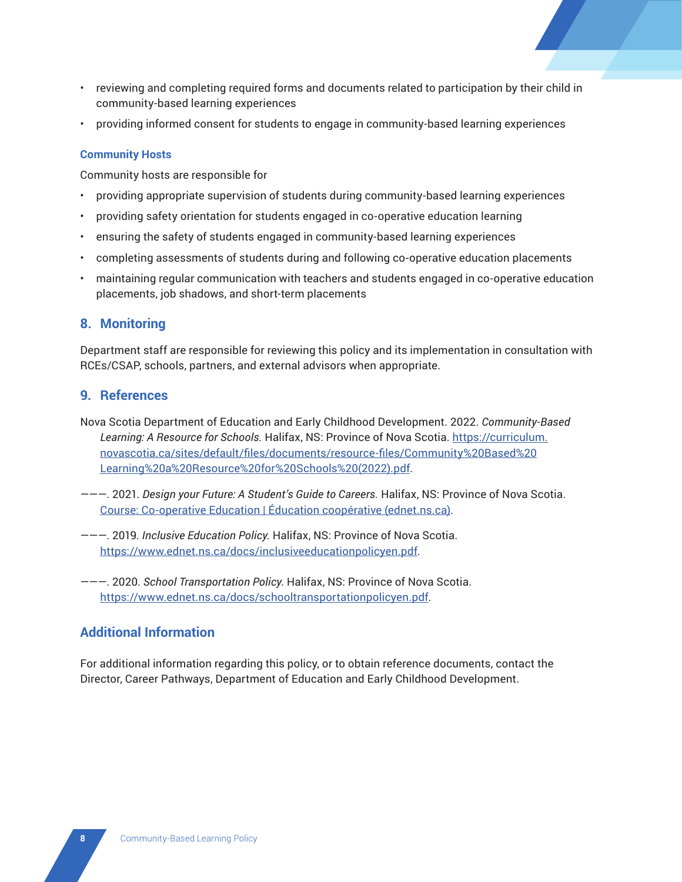- reviewing and completing required forms and documents related to participation by their child in community-based learning experiences
- providing informed consent for students to engage in community-based learning experiences

### Community Hosts

Community hosts are responsible for

- providing appropriate supervision of students during community-based learning experiences
- providing safety orientation for students engaged in co-operative education learning
- ensuring the safety of students engaged in community-based learning experiences
- completing assessments of students during and following co-operative education placements
- maintaining regular communication with teachers and students engaged in co-operative education placements, job shadows, and short-term placements

## 8. Monitoring

Department staff are responsible for reviewing this policy and its implementation in consultation with RCEs/CSAP, schools, partners, and external advisors when appropriate.

## 9. References

Nova Scotia Department of Education and Early Childhood Development. 2022. *Community-Based Learning: A Resource for Schools.* Halifax, NS: Province of Nova Scotia. https://curriculum.novascotia.ca/sites/default/files/documents/resource-files/Community%20Based%20Learning%20a%20Resource%20for%20Schools%20(2022).pdf.

———. 2021. *Design your Future: A Student's Guide to Careers.* Halifax, NS: Province of Nova Scotia. Course: Co-operative Education | Éducation coopérative (ednet.ns.ca).

———. 2019. *Inclusive Education Policy.* Halifax, NS: Province of Nova Scotia. https://www.ednet.ns.ca/docs/inclusiveeducationpolicyen.pdf.

———. 2020. *School Transportation Policy.* Halifax, NS: Province of Nova Scotia. https://www.ednet.ns.ca/docs/schooltransportationpolicyen.pdf.

## Additional Information

For additional information regarding this policy, or to obtain reference documents, contact the Director, Career Pathways, Department of Education and Early Childhood Development.